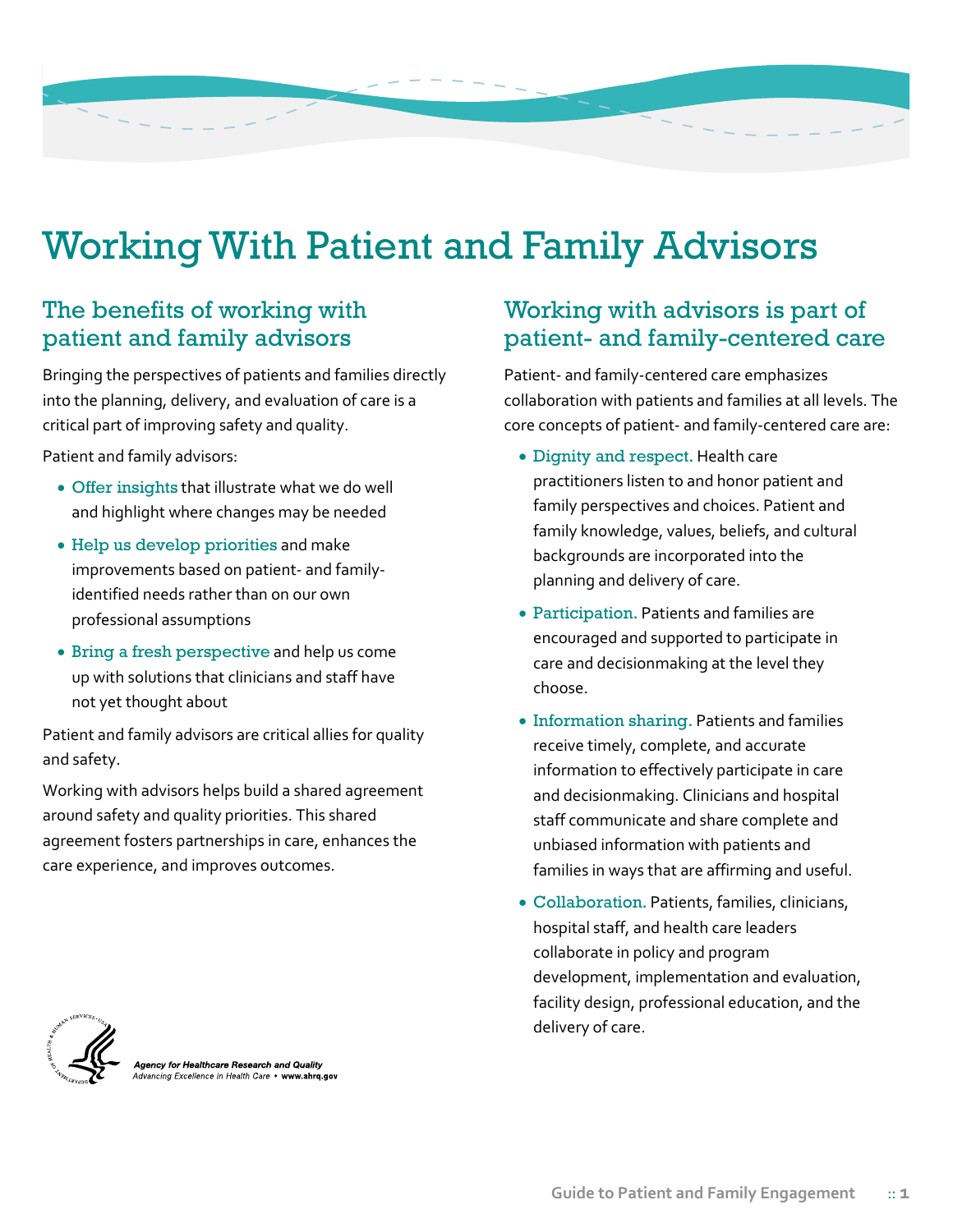# Working With Patient and Family Advisors

## The benefits of working with patient and family advisors

Bringing the perspectives of patients and families directly into the planning, delivery, and evaluation of care is a critical part of improving safety and quality.

Patient and family advisors:

- Offer insights that illustrate what we do well and highlight where changes may be needed
- Help us develop priorities and make improvements based on patient- and family-identified needs rather than on our own professional assumptions
- Bring a fresh perspective and help us come up with solutions that clinicians and staff have not yet thought about

Patient and family advisors are critical allies for quality and safety.

Working with advisors helps build a shared agreement around safety and quality priorities. This shared agreement fosters partnerships in care, enhances the care experience, and improves outcomes.

*Agency for Healthcare Research and Quality*
*Advancing Excellence in Health Care* • **www.ahrq.gov**

## Working with advisors is part of patient- and family-centered care

Patient- and family-centered care emphasizes collaboration with patients and families at all levels. The core concepts of patient- and family-centered care are:

- Dignity and respect. Health care practitioners listen to and honor patient and family perspectives and choices. Patient and family knowledge, values, beliefs, and cultural backgrounds are incorporated into the planning and delivery of care.
- Participation. Patients and families are encouraged and supported to participate in care and decisionmaking at the level they choose.
- Information sharing. Patients and families receive timely, complete, and accurate information to effectively participate in care and decisionmaking. Clinicians and hospital staff communicate and share complete and unbiased information with patients and families in ways that are affirming and useful.
- Collaboration. Patients, families, clinicians, hospital staff, and health care leaders collaborate in policy and program development, implementation and evaluation, facility design, professional education, and the delivery of care.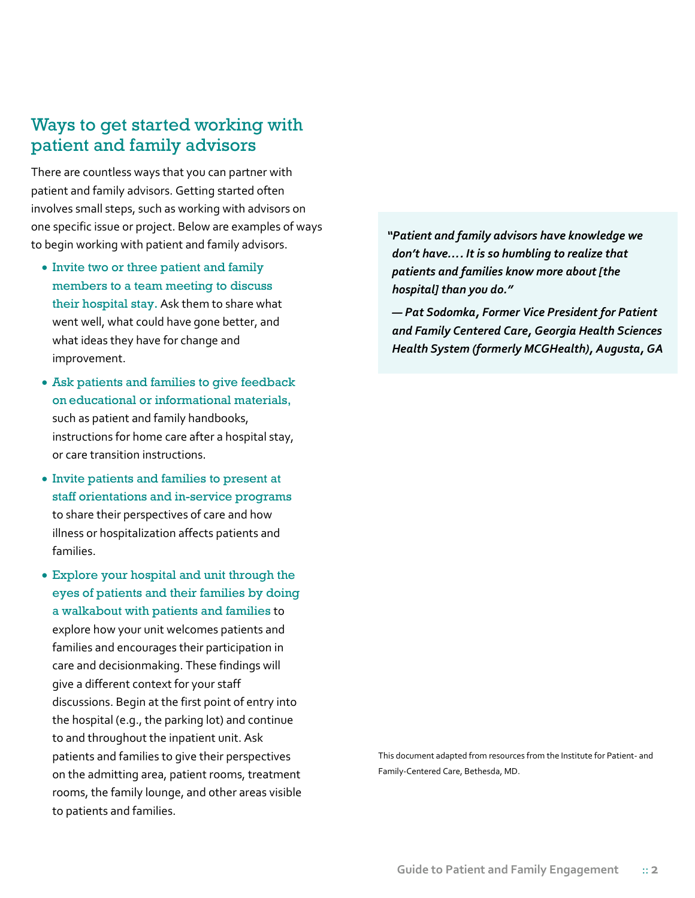## Ways to get started working with patient and family advisors

There are countless ways that you can partner with patient and family advisors. Getting started often involves small steps, such as working with advisors on one specific issue or project. Below are examples of ways to begin working with patient and family advisors.

- **Invite two or three patient and family members to a team meeting to discuss their hospital stay.** Ask them to share what went well, what could have gone better, and what ideas they have for change and improvement.
- **Ask patients and families to give feedback on educational or informational materials,** such as patient and family handbooks, instructions for home care after a hospital stay, or care transition instructions.
- **Invite patients and families to present at staff orientations and in-service programs** to share their perspectives of care and how illness or hospitalization affects patients and families.
- **Explore your hospital and unit through the eyes of patients and their families by doing a walkabout with patients and families** to explore how your unit welcomes patients and families and encourages their participation in care and decisionmaking. These findings will give a different context for your staff discussions. Begin at the first point of entry into the hospital (e.g., the parking lot) and continue to and throughout the inpatient unit. Ask patients and families to give their perspectives on the admitting area, patient rooms, treatment rooms, the family lounge, and other areas visible to patients and families.

> ***"Patient and family advisors have knowledge we don't have.… It is so humbling to realize that patients and families know more about [the hospital] than you do."***
>
> ***— Pat Sodomka, Former Vice President for Patient and Family Centered Care, Georgia Health Sciences Health System (formerly MCGHealth), Augusta, GA***

This document adapted from resources from the Institute for Patient- and Family-Centered Care, Bethesda, MD.